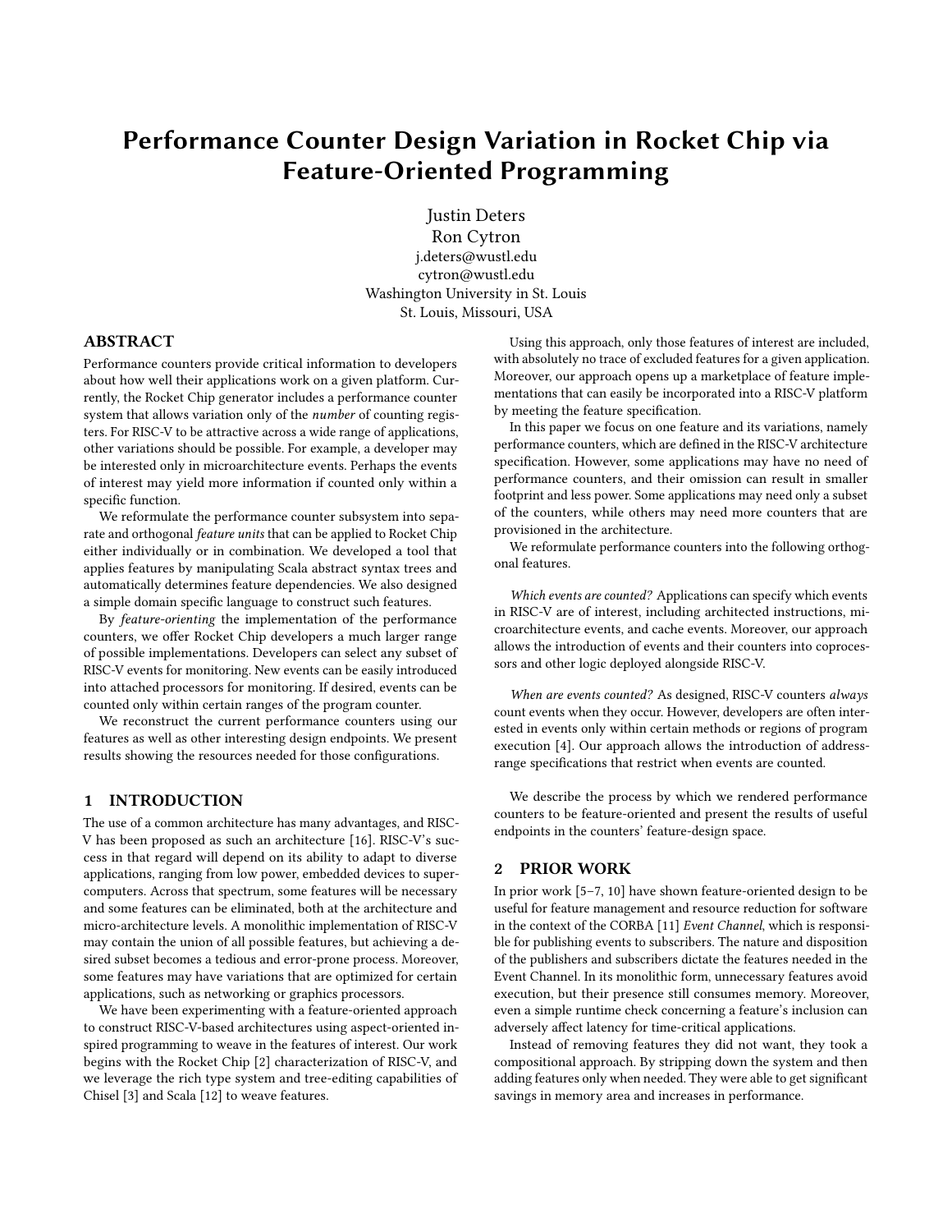# Performance Counter Design Variation in Rocket Chip via Feature-Oriented Programming

Justin Deters
Ron Cytron
j.deters@wustl.edu
cytron@wustl.edu
Washington University in St. Louis
St. Louis, Missouri, USA

## ABSTRACT

Performance counters provide critical information to developers about how well their applications work on a given platform. Currently, the Rocket Chip generator includes a performance counter system that allows variation only of the *number* of counting registers. For RISC-V to be attractive across a wide range of applications, other variations should be possible. For example, a developer may be interested only in microarchitecture events. Perhaps the events of interest may yield more information if counted only within a specific function.

We reformulate the performance counter subsystem into separate and orthogonal *feature units* that can be applied to Rocket Chip either individually or in combination. We developed a tool that applies features by manipulating Scala abstract syntax trees and automatically determines feature dependencies. We also designed a simple domain specific language to construct such features.

By *feature-orienting* the implementation of the performance counters, we offer Rocket Chip developers a much larger range of possible implementations. Developers can select any subset of RISC-V events for monitoring. New events can be easily introduced into attached processors for monitoring. If desired, events can be counted only within certain ranges of the program counter.

We reconstruct the current performance counters using our features as well as other interesting design endpoints. We present results showing the resources needed for those configurations.

## 1 INTRODUCTION

The use of a common architecture has many advantages, and RISC-V has been proposed as such an architecture [16]. RISC-V's success in that regard will depend on its ability to adapt to diverse applications, ranging from low power, embedded devices to supercomputers. Across that spectrum, some features will be necessary and some features can be eliminated, both at the architecture and micro-architecture levels. A monolithic implementation of RISC-V may contain the union of all possible features, but achieving a desired subset becomes a tedious and error-prone process. Moreover, some features may have variations that are optimized for certain applications, such as networking or graphics processors.

We have been experimenting with a feature-oriented approach to construct RISC-V-based architectures using aspect-oriented inspired programming to weave in the features of interest. Our work begins with the Rocket Chip [2] characterization of RISC-V, and we leverage the rich type system and tree-editing capabilities of Chisel [3] and Scala [12] to weave features.

Using this approach, only those features of interest are included, with absolutely no trace of excluded features for a given application. Moreover, our approach opens up a marketplace of feature implementations that can easily be incorporated into a RISC-V platform by meeting the feature specification.

In this paper we focus on one feature and its variations, namely performance counters, which are defined in the RISC-V architecture specification. However, some applications may have no need of performance counters, and their omission can result in smaller footprint and less power. Some applications may need only a subset of the counters, while others may need more counters that are provisioned in the architecture.

We reformulate performance counters into the following orthogonal features.

*Which events are counted?* Applications can specify which events in RISC-V are of interest, including architected instructions, microarchitecture events, and cache events. Moreover, our approach allows the introduction of events and their counters into coprocessors and other logic deployed alongside RISC-V.

*When are events counted?* As designed, RISC-V counters *always* count events when they occur. However, developers are often interested in events only within certain methods or regions of program execution [4]. Our approach allows the introduction of address-range specifications that restrict when events are counted.

We describe the process by which we rendered performance counters to be feature-oriented and present the results of useful endpoints in the counters' feature-design space.

## 2 PRIOR WORK

In prior work [5–7, 10] have shown feature-oriented design to be useful for feature management and resource reduction for software in the context of the CORBA [11] *Event Channel*, which is responsible for publishing events to subscribers. The nature and disposition of the publishers and subscribers dictate the features needed in the Event Channel. In its monolithic form, unnecessary features avoid execution, but their presence still consumes memory. Moreover, even a simple runtime check concerning a feature's inclusion can adversely affect latency for time-critical applications.

Instead of removing features they did not want, they took a compositional approach. By stripping down the system and then adding features only when needed. They were able to get significant savings in memory area and increases in performance.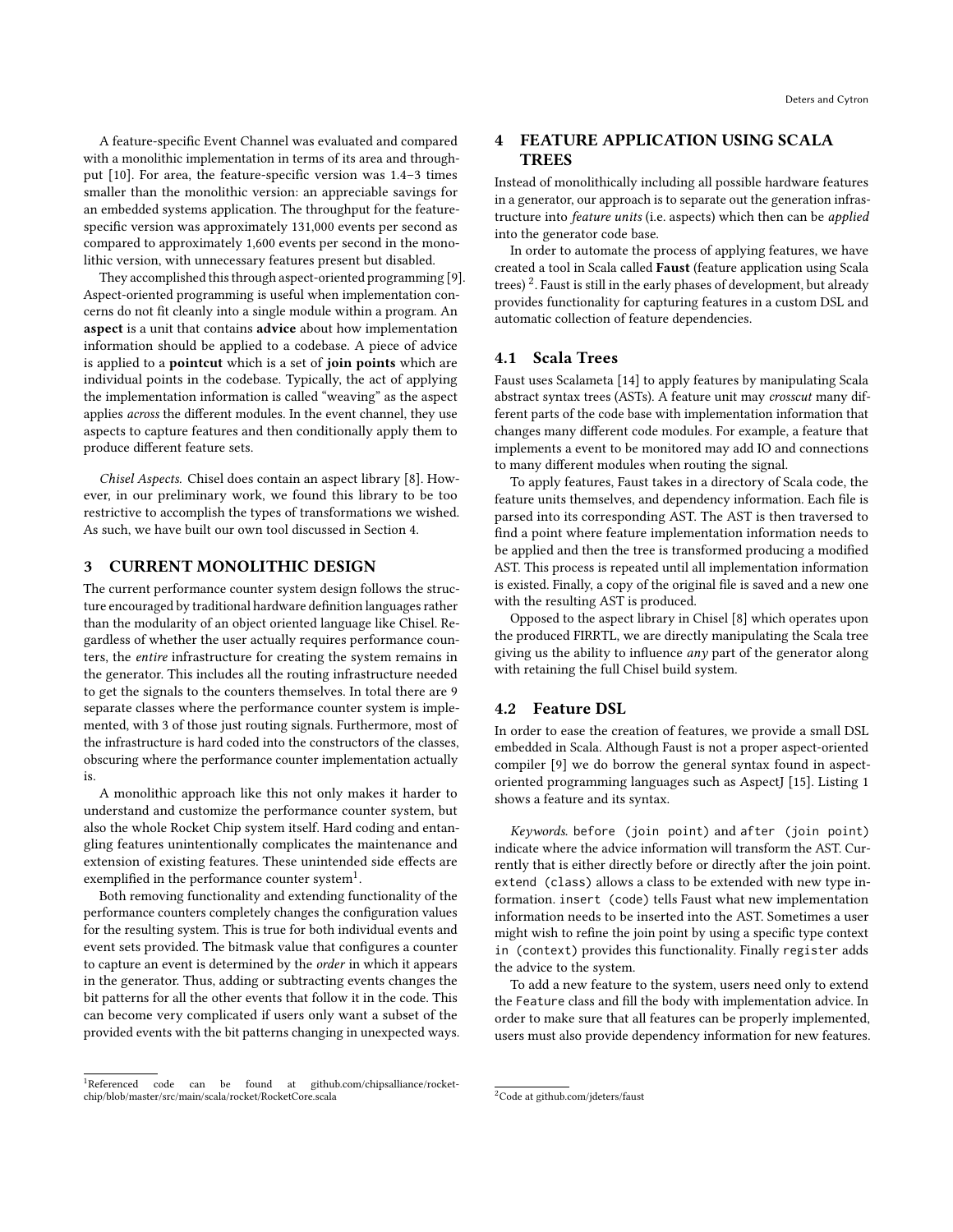A feature-specific Event Channel was evaluated and compared with a monolithic implementation in terms of its area and throughput [10]. For area, the feature-specific version was 1.4–3 times smaller than the monolithic version: an appreciable savings for an embedded systems application. The throughput for the feature-specific version was approximately 131,000 events per second as compared to approximately 1,600 events per second in the monolithic version, with unnecessary features present but disabled.

They accomplished this through aspect-oriented programming [9]. Aspect-oriented programming is useful when implementation concerns do not fit cleanly into a single module within a program. An **aspect** is a unit that contains **advice** about how implementation information should be applied to a codebase. A piece of advice is applied to a **pointcut** which is a set of **join points** which are individual points in the codebase. Typically, the act of applying the implementation information is called "weaving" as the aspect applies *across* the different modules. In the event channel, they use aspects to capture features and then conditionally apply them to produce different feature sets.

*Chisel Aspects.* Chisel does contain an aspect library [8]. However, in our preliminary work, we found this library to be too restrictive to accomplish the types of transformations we wished. As such, we have built our own tool discussed in Section 4.

## 3 CURRENT MONOLITHIC DESIGN

The current performance counter system design follows the structure encouraged by traditional hardware definition languages rather than the modularity of an object oriented language like Chisel. Regardless of whether the user actually requires performance counters, the *entire* infrastructure for creating the system remains in the generator. This includes all the routing infrastructure needed to get the signals to the counters themselves. In total there are 9 separate classes where the performance counter system is implemented, with 3 of those just routing signals. Furthermore, most of the infrastructure is hard coded into the constructors of the classes, obscuring where the performance counter implementation actually is.

A monolithic approach like this not only makes it harder to understand and customize the performance counter system, but also the whole Rocket Chip system itself. Hard coding and entangling features unintentionally complicates the maintenance and extension of existing features. These unintended side effects are exemplified in the performance counter system[1].

Both removing functionality and extending functionality of the performance counters completely changes the configuration values for the resulting system. This is true for both individual events and event sets provided. The bitmask value that configures a counter to capture an event is determined by the *order* in which it appears in the generator. Thus, adding or subtracting events changes the bit patterns for all the other events that follow it in the code. This can become very complicated if users only want a subset of the provided events with the bit patterns changing in unexpected ways.

[1]Referenced code can be found at github.com/chipsalliance/rocket-chip/blob/master/src/main/scala/rocket/RocketCore.scala

## 4 FEATURE APPLICATION USING SCALA TREES

Instead of monolithically including all possible hardware features in a generator, our approach is to separate out the generation infrastructure into *feature units* (i.e. aspects) which then can be *applied* into the generator code base.

In order to automate the process of applying features, we have created a tool in Scala called **Faust** (feature application using Scala trees) [2]. Faust is still in the early phases of development, but already provides functionality for capturing features in a custom DSL and automatic collection of feature dependencies.

### 4.1 Scala Trees

Faust uses Scalameta [14] to apply features by manipulating Scala abstract syntax trees (ASTs). A feature unit may *crosscut* many different parts of the code base with implementation information that changes many different code modules. For example, a feature that implements a event to be monitored may add IO and connections to many different modules when routing the signal.

To apply features, Faust takes in a directory of Scala code, the feature units themselves, and dependency information. Each file is parsed into its corresponding AST. The AST is then traversed to find a point where feature implementation information needs to be applied and then the tree is transformed producing a modified AST. This process is repeated until all implementation information is existed. Finally, a copy of the original file is saved and a new one with the resulting AST is produced.

Opposed to the aspect library in Chisel [8] which operates upon the produced FIRRTL, we are directly manipulating the Scala tree giving us the ability to influence *any* part of the generator along with retaining the full Chisel build system.

### 4.2 Feature DSL

In order to ease the creation of features, we provide a small DSL embedded in Scala. Although Faust is not a proper aspect-oriented compiler [9] we do borrow the general syntax found in aspect-oriented programming languages such as AspectJ [15]. Listing 1 shows a feature and its syntax.

*Keywords.* `before (join point)` and `after (join point)` indicate where the advice information will transform the AST. Currently that is either directly before or directly after the join point. `extend (class)` allows a class to be extended with new type information. `insert (code)` tells Faust what new implementation information needs to be inserted into the AST. Sometimes a user might wish to refine the join point by using a specific type context `in (context)` provides this functionality. Finally `register` adds the advice to the system.

To add a new feature to the system, users need only to extend the `Feature` class and fill the body with implementation advice. In order to make sure that all features can be properly implemented, users must also provide dependency information for new features.

[2]Code at github.com/jdeters/faust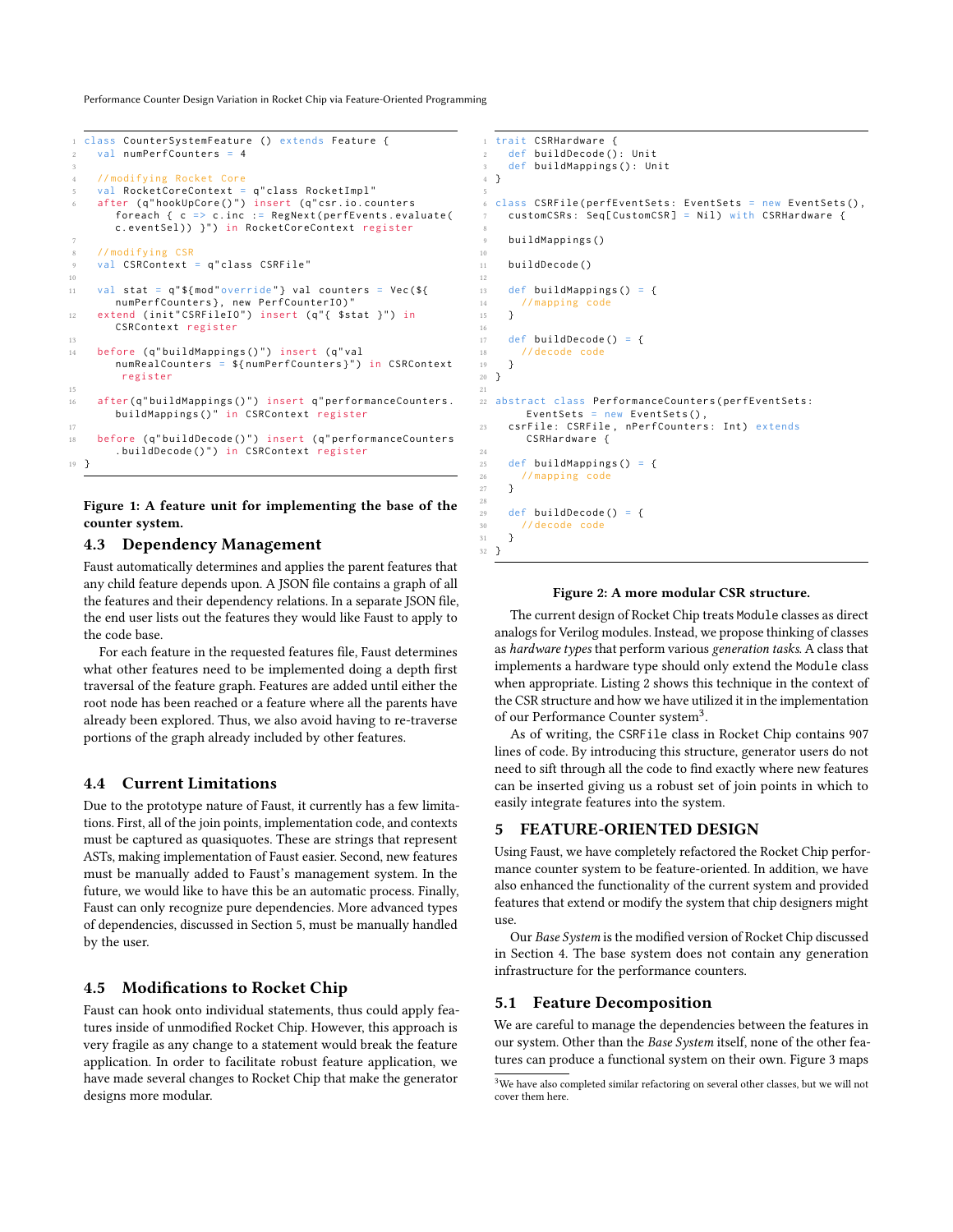```scala
class CounterSystemFeature () extends Feature {
  val numPerfCounters = 4

  //modifying Rocket Core
  val RocketCoreContext = q"class RocketImpl"
  after (q"hookUpCore()") insert (q"csr.io.counters
     foreach { c => c.inc := RegNext(perfEvents.evaluate(
     c.eventSel)) }") in RocketCoreContext register

  //modifying CSR
  val CSRContext = q"class CSRFile"

  val stat = q"${mod"override"} val counters = Vec(${
     numPerfCounters}, new PerfCounterIO)"
  extend (init"CSRFileIO") insert (q"{ $stat }") in
     CSRContext register

  before (q"buildMappings()") insert (q"val
     numRealCounters = ${numPerfCounters}") in CSRContext
      register

  after(q"buildMappings()") insert q"performanceCounters.
     buildMappings()" in CSRContext register

  before (q"buildDecode()") insert (q"performanceCounters
     .buildDecode()") in CSRContext register
}
```

**Figure 1: A feature unit for implementing the base of the counter system.**

### 4.3 Dependency Management

Faust automatically determines and applies the parent features that any child feature depends upon. A JSON file contains a graph of all the features and their dependency relations. In a separate JSON file, the end user lists out the features they would like Faust to apply to the code base.

For each feature in the requested features file, Faust determines what other features need to be implemented doing a depth first traversal of the feature graph. Features are added until either the root node has been reached or a feature where all the parents have already been explored. Thus, we also avoid having to re-traverse portions of the graph already included by other features.

### 4.4 Current Limitations

Due to the prototype nature of Faust, it currently has a few limitations. First, all of the join points, implementation code, and contexts must be captured as quasiquotes. These are strings that represent ASTs, making implementation of Faust easier. Second, new features must be manually added to Faust's management system. In the future, we would like to have this be an automatic process. Finally, Faust can only recognize pure dependencies. More advanced types of dependencies, discussed in Section 5, must be manually handled by the user.

### 4.5 Modifications to Rocket Chip

Faust can hook onto individual statements, thus could apply features inside of unmodified Rocket Chip. However, this approach is very fragile as any change to a statement would break the feature application. In order to facilitate robust feature application, we have made several changes to Rocket Chip that make the generator designs more modular.

```scala
trait CSRHardware {
  def buildDecode(): Unit
  def buildMappings(): Unit
}

class CSRFile(perfEventSets: EventSets = new EventSets(),
  customCSRs: Seq[CustomCSR] = Nil) with CSRHardware {

  buildMappings()

  buildDecode()

  def buildMappings() = {
    //mapping code
  }

  def buildDecode() = {
    //decode code
  }
}

abstract class PerformanceCounters(perfEventSets:
     EventSets = new EventSets(),
  csrFile: CSRFile, nPerfCounters: Int) extends
     CSRHardware {

  def buildMappings() = {
    //mapping code
  }

  def buildDecode() = {
    //decode code
  }
}
```

**Figure 2: A more modular CSR structure.**

The current design of Rocket Chip treats `Module` classes as direct analogs for Verilog modules. Instead, we propose thinking of classes as *hardware types* that perform various *generation tasks*. A class that implements a hardware type should only extend the `Module` class when appropriate. Listing 2 shows this technique in the context of the CSR structure and how we have utilized it in the implementation of our Performance Counter system[3].

As of writing, the `CSRFile` class in Rocket Chip contains 907 lines of code. By introducing this structure, generator users do not need to sift through all the code to find exactly where new features can be inserted giving us a robust set of join points in which to easily integrate features into the system.

## 5 FEATURE-ORIENTED DESIGN

Using Faust, we have completely refactored the Rocket Chip performance counter system to be feature-oriented. In addition, we have also enhanced the functionality of the current system and provided features that extend or modify the system that chip designers might use.

Our *Base System* is the modified version of Rocket Chip discussed in Section 4. The base system does not contain any generation infrastructure for the performance counters.

### 5.1 Feature Decomposition

We are careful to manage the dependencies between the features in our system. Other than the *Base System* itself, none of the other features can produce a functional system on their own. Figure 3 maps

[3] We have also completed similar refactoring on several other classes, but we will not cover them here.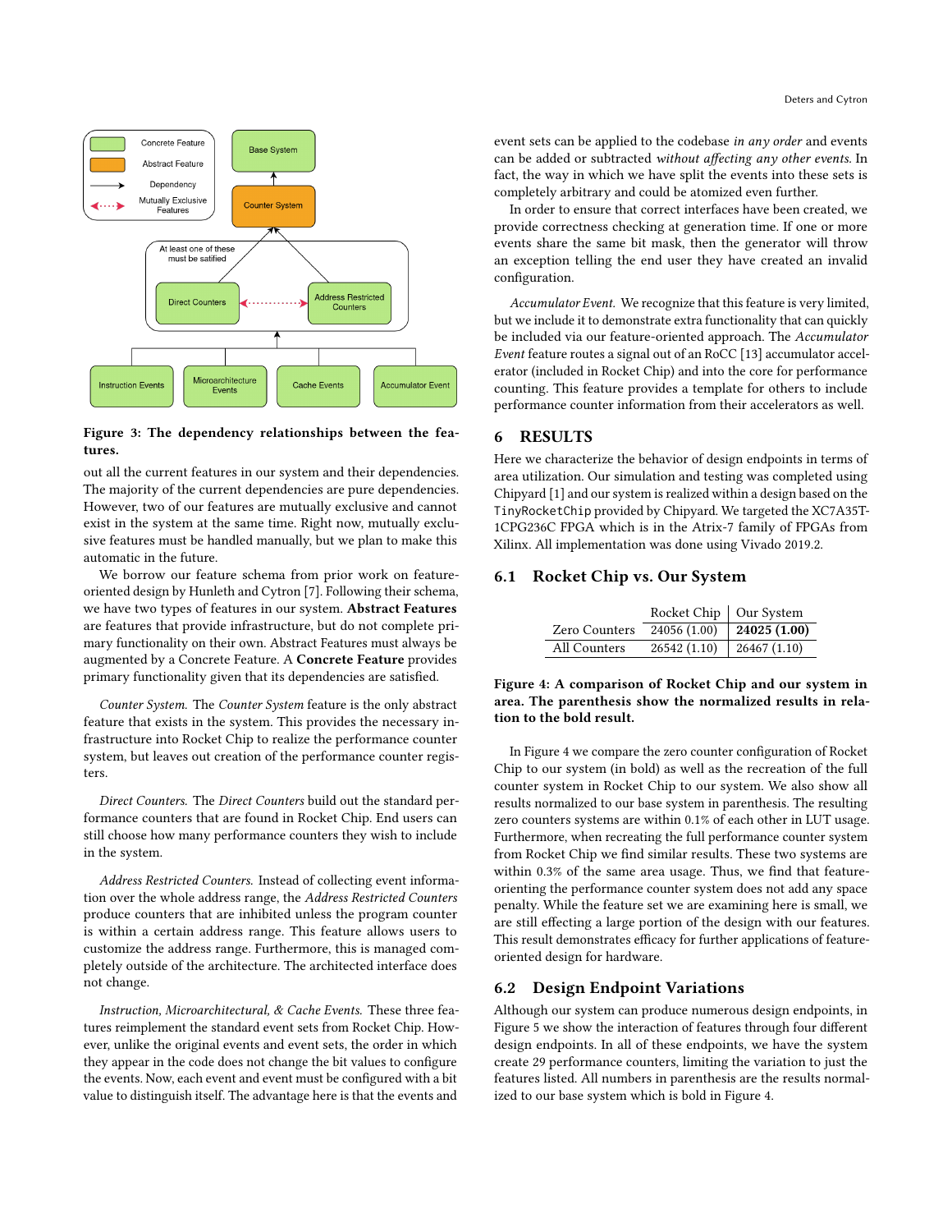**Figure 3: The dependency relationships between the features.**

out all the current features in our system and their dependencies. The majority of the current dependencies are pure dependencies. However, two of our features are mutually exclusive and cannot exist in the system at the same time. Right now, mutually exclusive features must be handled manually, but we plan to make this automatic in the future.

We borrow our feature schema from prior work on feature-oriented design by Hunleth and Cytron [7]. Following their schema, we have two types of features in our system. **Abstract Features** are features that provide infrastructure, but do not complete primary functionality on their own. Abstract Features must always be augmented by a Concrete Feature. A **Concrete Feature** provides primary functionality given that its dependencies are satisfied.

*Counter System.* The *Counter System* feature is the only abstract feature that exists in the system. This provides the necessary infrastructure into Rocket Chip to realize the performance counter system, but leaves out creation of the performance counter registers.

*Direct Counters.* The *Direct Counters* build out the standard performance counters that are found in Rocket Chip. End users can still choose how many performance counters they wish to include in the system.

*Address Restricted Counters.* Instead of collecting event information over the whole address range, the *Address Restricted Counters* produce counters that are inhibited unless the program counter is within a certain address range. This feature allows users to customize the address range. Furthermore, this is managed completely outside of the architecture. The architected interface does not change.

*Instruction, Microarchitectural, & Cache Events.* These three features reimplement the standard event sets from Rocket Chip. However, unlike the original events and event sets, the order in which they appear in the code does not change the bit values to configure the events. Now, each event and event must be configured with a bit value to distinguish itself. The advantage here is that the events and event sets can be applied to the codebase *in any order* and events can be added or subtracted *without affecting any other events*. In fact, the way in which we have split the events into these sets is completely arbitrary and could be atomized even further.

In order to ensure that correct interfaces have been created, we provide correctness checking at generation time. If one or more events share the same bit mask, then the generator will throw an exception telling the end user they have created an invalid configuration.

*Accumulator Event.* We recognize that this feature is very limited, but we include it to demonstrate extra functionality that can quickly be included via our feature-oriented approach. The *Accumulator Event* feature routes a signal out of an RoCC [13] accumulator accelerator (included in Rocket Chip) and into the core for performance counting. This feature provides a template for others to include performance counter information from their accelerators as well.

## 6 RESULTS

Here we characterize the behavior of design endpoints in terms of area utilization. Our simulation and testing was completed using Chipyard [1] and our system is realized within a design based on the `TinyRocketChip` provided by Chipyard. We targeted the XC7A35T-1CPG236C FPGA which is in the Atrix-7 family of FPGAs from Xilinx. All implementation was done using Vivado 2019.2.

### 6.1 Rocket Chip vs. Our System

| | Rocket Chip | Our System |
|---|---|---|
| Zero Counters | 24056 (1.00) | **24025 (1.00)** |
| All Counters | 26542 (1.10) | 26467 (1.10) |

**Figure 4: A comparison of Rocket Chip and our system in area. The parenthesis show the normalized results in relation to the bold result.**

In Figure 4 we compare the zero counter configuration of Rocket Chip to our system (in bold) as well as the recreation of the full counter system in Rocket Chip to our system. We also show all results normalized to our base system in parenthesis. The resulting zero counters systems are within 0.1% of each other in LUT usage. Furthermore, when recreating the full performance counter system from Rocket Chip we find similar results. These two systems are within 0.3% of the same area usage. Thus, we find that feature-orienting the performance counter system does not add any space penalty. While the feature set we are examining here is small, we are still effecting a large portion of the design with our features. This result demonstrates efficacy for further applications of feature-oriented design for hardware.

### 6.2 Design Endpoint Variations

Although our system can produce numerous design endpoints, in Figure 5 we show the interaction of features through four different design endpoints. In all of these endpoints, we have the system create 29 performance counters, limiting the variation to just the features listed. All numbers in parenthesis are the results normalized to our base system which is bold in Figure 4.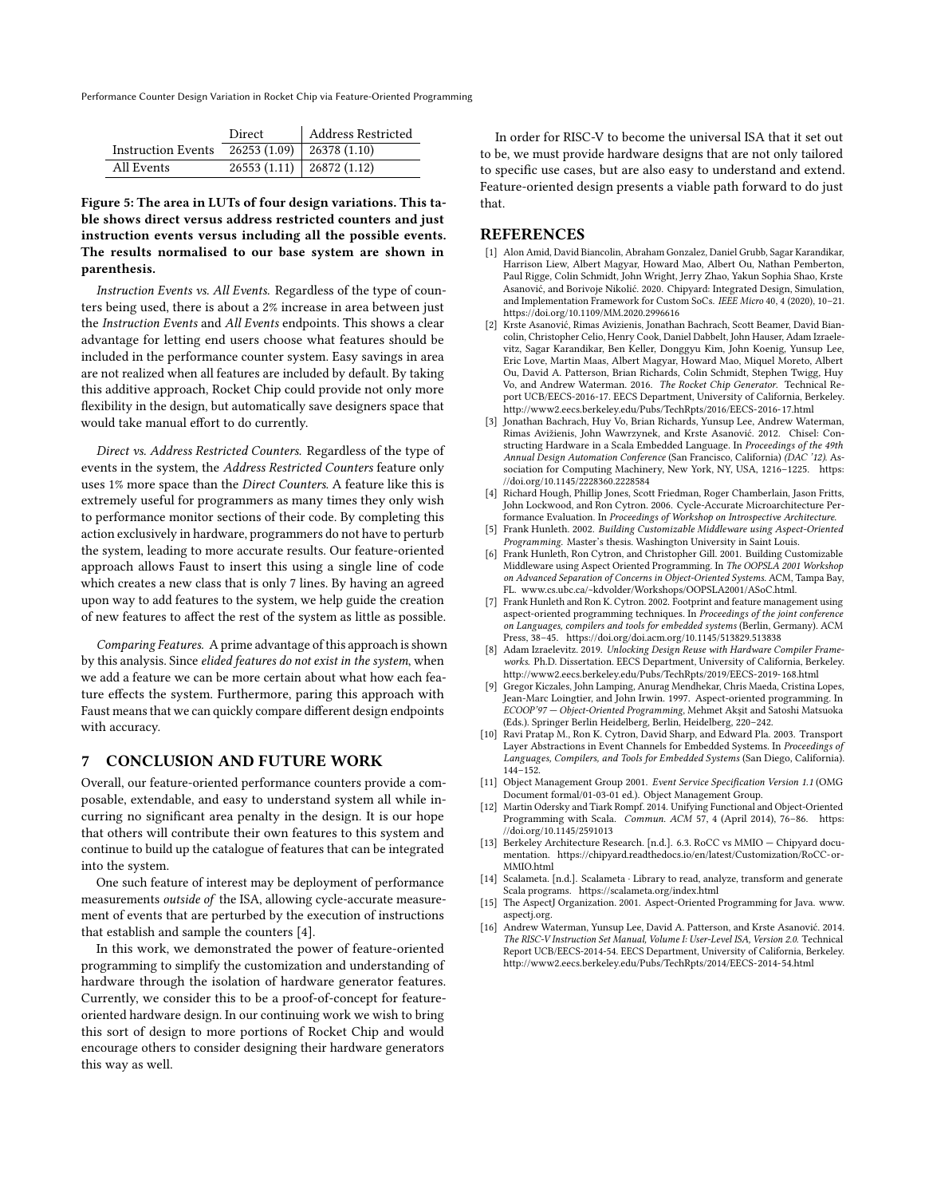| | Direct | Address Restricted |
|---|---|---|
| Instruction Events | 26253 (1.09) | 26378 (1.10) |
| All Events | 26553 (1.11) | 26872 (1.12) |

**Figure 5: The area in LUTs of four design variations. This table shows direct versus address restricted counters and just instruction events versus including all the possible events. The results normalised to our base system are shown in parenthesis.**

*Instruction Events vs. All Events.* Regardless of the type of counters being used, there is about a 2% increase in area between just the *Instruction Events* and *All Events* endpoints. This shows a clear advantage for letting end users choose what features should be included in the performance counter system. Easy savings in area are not realized when all features are included by default. By taking this additive approach, Rocket Chip could provide not only more flexibility in the design, but automatically save designers space that would take manual effort to do currently.

*Direct vs. Address Restricted Counters.* Regardless of the type of events in the system, the *Address Restricted Counters* feature only uses 1% more space than the *Direct Counters*. A feature like this is extremely useful for programmers as many times they only wish to performance monitor sections of their code. By completing this action exclusively in hardware, programmers do not have to perturb the system, leading to more accurate results. Our feature-oriented approach allows Faust to insert this using a single line of code which creates a new class that is only 7 lines. By having an agreed upon way to add features to the system, we help guide the creation of new features to affect the rest of the system as little as possible.

*Comparing Features.* A prime advantage of this approach is shown by this analysis. Since *elided features do not exist in the system*, when we add a feature we can be more certain about what how each feature effects the system. Furthermore, paring this approach with Faust means that we can quickly compare different design endpoints with accuracy.

## 7 CONCLUSION AND FUTURE WORK

Overall, our feature-oriented performance counters provide a composable, extendable, and easy to understand system all while incurring no significant area penalty in the design. It is our hope that others will contribute their own features to this system and continue to build up the catalogue of features that can be integrated into the system.

One such feature of interest may be deployment of performance measurements *outside of* the ISA, allowing cycle-accurate measurement of events that are perturbed by the execution of instructions that establish and sample the counters [4].

In this work, we demonstrated the power of feature-oriented programming to simplify the customization and understanding of hardware through the isolation of hardware generator features. Currently, we consider this to be a proof-of-concept for feature-oriented hardware design. In our continuing work we wish to bring this sort of design to more portions of Rocket Chip and would encourage others to consider designing their hardware generators this way as well.

In order for RISC-V to become the universal ISA that it set out to be, we must provide hardware designs that are not only tailored to specific use cases, but are also easy to understand and extend. Feature-oriented design presents a viable path forward to do just that.

## REFERENCES

- [1] Alon Amid, David Biancolin, Abraham Gonzalez, Daniel Grubb, Sagar Karandikar, Harrison Liew, Albert Magyar, Howard Mao, Albert Ou, Nathan Pemberton, Paul Rigge, Colin Schmidt, John Wright, Jerry Zhao, Yakun Sophia Shao, Krste Asanović, and Borivoje Nikolić. 2020. Chipyard: Integrated Design, Simulation, and Implementation Framework for Custom SoCs. *IEEE Micro* 40, 4 (2020), 10–21. https://doi.org/10.1109/MM.2020.2996616
- [2] Krste Asanović, Rimas Avizienis, Jonathan Bachrach, Scott Beamer, David Biancolin, Christopher Celio, Henry Cook, Daniel Dabbelt, John Hauser, Adam Izraelevitz, Sagar Karandikar, Ben Keller, Donggyu Kim, John Koenig, Yunsup Lee, Eric Love, Martin Maas, Albert Magyar, Howard Mao, Miquel Moreto, Albert Ou, David A. Patterson, Brian Richards, Colin Schmidt, Stephen Twigg, Huy Vo, and Andrew Waterman. 2016. *The Rocket Chip Generator*. Technical Report UCB/EECS-2016-17. EECS Department, University of California, Berkeley. http://www2.eecs.berkeley.edu/Pubs/TechRpts/2016/EECS-2016-17.html
- [3] Jonathan Bachrach, Huy Vo, Brian Richards, Yunsup Lee, Andrew Waterman, Rimas Avižienis, John Wawrzynek, and Krste Asanović. 2012. Chisel: Constructing Hardware in a Scala Embedded Language. In *Proceedings of the 49th Annual Design Automation Conference* (San Francisco, California) *(DAC '12)*. Association for Computing Machinery, New York, NY, USA, 1216–1225. https://doi.org/10.1145/2228360.2228584
- [4] Richard Hough, Phillip Jones, Scott Friedman, Roger Chamberlain, Jason Fritts, John Lockwood, and Ron Cytron. 2006. Cycle-Accurate Microarchitecture Performance Evaluation. In *Proceedings of Workshop on Introspective Architecture*.
- [5] Frank Hunleth. 2002. *Building Customizable Middleware using Aspect-Oriented Programming*. Master's thesis. Washington University in Saint Louis.
- [6] Frank Hunleth, Ron Cytron, and Christopher Gill. 2001. Building Customizable Middleware using Aspect Oriented Programming. In *The OOPSLA 2001 Workshop on Advanced Separation of Concerns in Object-Oriented Systems*. ACM, Tampa Bay, FL. www.cs.ubc.ca/~kdvolder/Workshops/OOPSLA2001/ASoC.html.
- [7] Frank Hunleth and Ron K. Cytron. 2002. Footprint and feature management using aspect-oriented programming techniques. In *Proceedings of the joint conference on Languages, compilers and tools for embedded systems* (Berlin, Germany). ACM Press, 38–45. https://doi.org/doi.acm.org/10.1145/513829.513838
- [8] Adam Izraelevitz. 2019. *Unlocking Design Reuse with Hardware Compiler Frameworks*. Ph.D. Dissertation. EECS Department, University of California, Berkeley. http://www2.eecs.berkeley.edu/Pubs/TechRpts/2019/EECS-2019-168.html
- [9] Gregor Kiczales, John Lamping, Anurag Mendhekar, Chris Maeda, Cristina Lopes, Jean-Marc Loingtier, and John Irwin. 1997. Aspect-oriented programming. In *ECOOP'97 — Object-Oriented Programming*, Mehmet Akşit and Satoshi Matsuoka (Eds.). Springer Berlin Heidelberg, Berlin, Heidelberg, 220–242.
- [10] Ravi Pratap M., Ron K. Cytron, David Sharp, and Edward Pla. 2003. Transport Layer Abstractions in Event Channels for Embedded Systems. In *Proceedings of Languages, Compilers, and Tools for Embedded Systems* (San Diego, California). 144–152.
- [11] Object Management Group 2001. *Event Service Specification Version 1.1* (OMG Document formal/01-03-01 ed.). Object Management Group.
- [12] Martin Odersky and Tiark Rompf. 2014. Unifying Functional and Object-Oriented Programming with Scala. *Commun. ACM* 57, 4 (April 2014), 76–86. https://doi.org/10.1145/2591013
- [13] Berkeley Architecture Research. [n.d.]. 6.3. RoCC vs MMIO — Chipyard documentation. https://chipyard.readthedocs.io/en/latest/Customization/RoCC-or-MMIO.html
- [14] Scalameta. [n.d.]. Scalameta · Library to read, analyze, transform and generate Scala programs. https://scalameta.org/index.html
- [15] The AspectJ Organization. 2001. Aspect-Oriented Programming for Java. www.aspectj.org.
- [16] Andrew Waterman, Yunsup Lee, David A. Patterson, and Krste Asanović. 2014. *The RISC-V Instruction Set Manual, Volume I: User-Level ISA, Version 2.0*. Technical Report UCB/EECS-2014-54. EECS Department, University of California, Berkeley. http://www2.eecs.berkeley.edu/Pubs/TechRpts/2014/EECS-2014-54.html